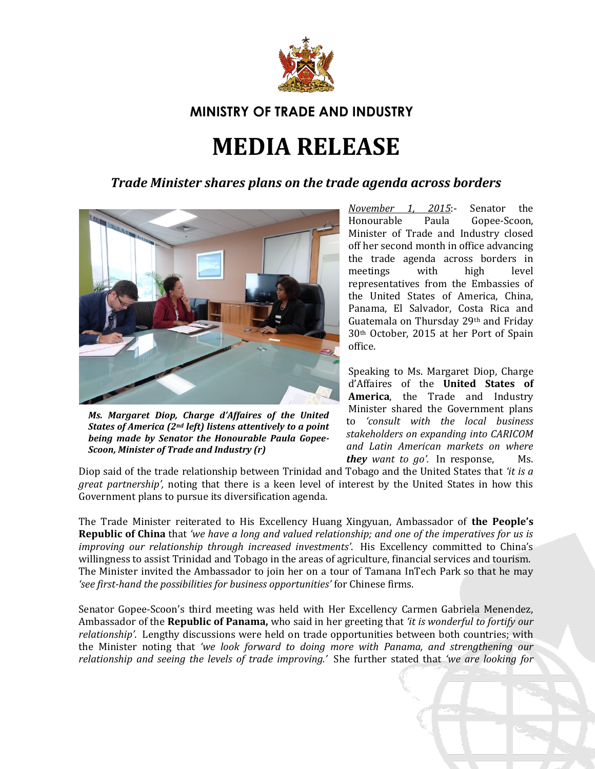## MINISTRY OF TRADE AND INDUSTRY

# MEDIA RELEASE

### *Trade Minister shares plans on the trade agenda across borders*

*Ms. Margaret Diop, Charge d'Affaires of the United States of America (2nd left) listens attentively to a point being made by Senator the Honourable Paula Gopee-Scoon, Minister of Trade and Industry (r)*

November 1, 2015:- Senator the Honourable Paula Gopee-Scoon, Minister of Trade and Industry closed off her second month in office advancing the trade agenda across borders in meetings with high level representatives from the Embassies of the United States of America, China, Panama, El Salvador, Costa Rica and Guatemala on Thursday 29th and Friday 30th October, 2015 at her Port of Spain office.

Speaking to Ms. Margaret Diop, Charge d'Affaires of the **United States of America**, the Trade and Industry Minister shared the Government plans to *'consult with the local business stakeholders on expanding into CARICOM and Latin American markets on where* ***they*** *want to go'.* In response, Ms. Diop said of the trade relationship between Trinidad and Tobago and the United States that *'it is a great partnership',* noting that there is a keen level of interest by the United States in how this Government plans to pursue its diversification agenda.

The Trade Minister reiterated to His Excellency Huang Xingyuan, Ambassador of **the People's Republic of China** that *'we have a long and valued relationship; and one of the imperatives for us is improving our relationship through increased investments'*. His Excellency committed to China's willingness to assist Trinidad and Tobago in the areas of agriculture, financial services and tourism. The Minister invited the Ambassador to join her on a tour of Tamana InTech Park so that he may *'see first-hand the possibilities for business opportunities'* for Chinese firms.

Senator Gopee-Scoon's third meeting was held with Her Excellency Carmen Gabriela Menendez, Ambassador of the **Republic of Panama,** who said in her greeting that *'it is wonderful to fortify our relationship'*. Lengthy discussions were held on trade opportunities between both countries; with the Minister noting that *'we look forward to doing more with Panama, and strengthening our relationship and seeing the levels of trade improving.'* She further stated that *'we are looking for*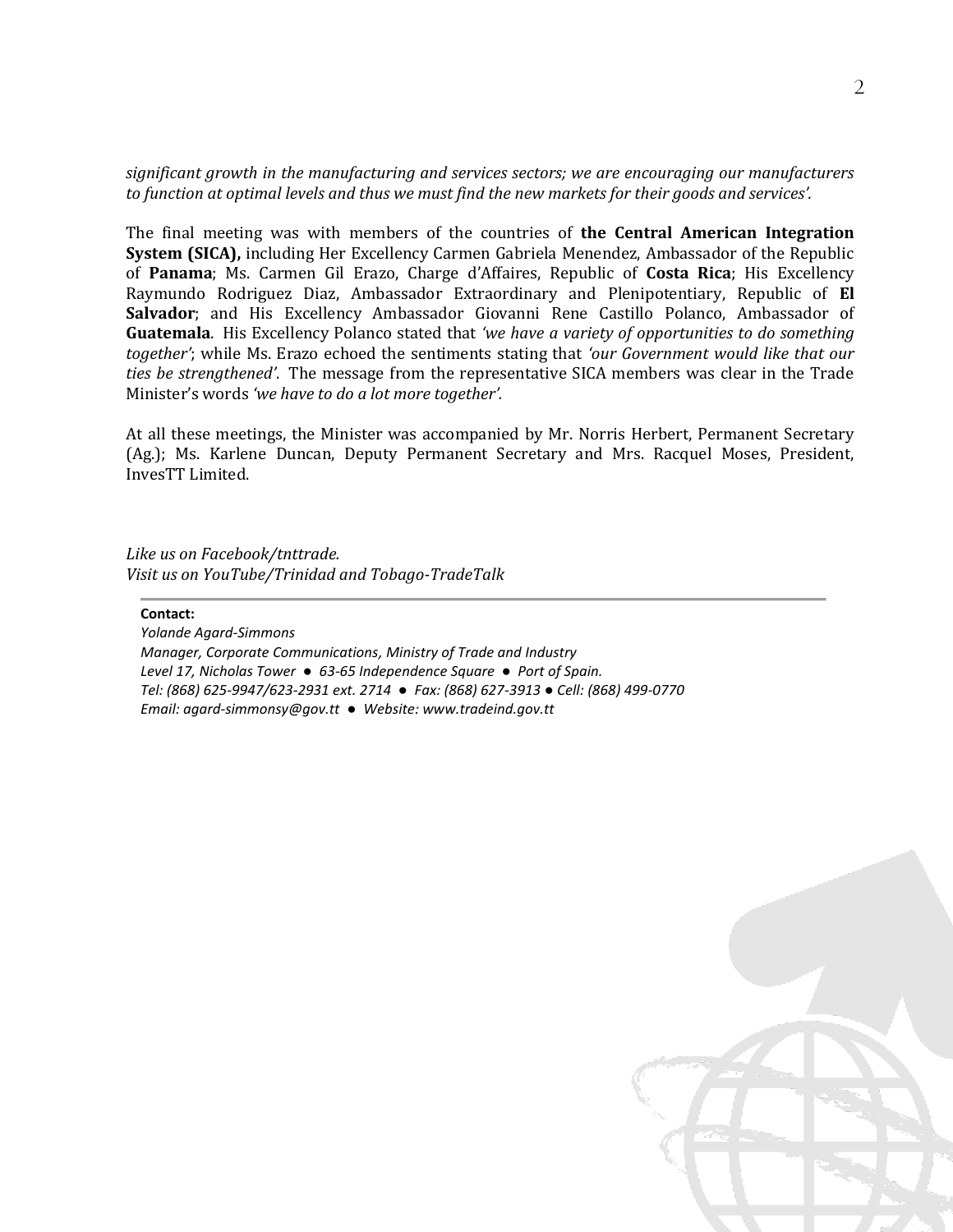*significant growth in the manufacturing and services sectors; we are encouraging our manufacturers to function at optimal levels and thus we must find the new markets for their goods and services'.*

The final meeting was with members of the countries of **the Central American Integration System (SICA),** including Her Excellency Carmen Gabriela Menendez, Ambassador of the Republic of **Panama**; Ms. Carmen Gil Erazo, Charge d'Affaires, Republic of **Costa Rica**; His Excellency Raymundo Rodriguez Diaz, Ambassador Extraordinary and Plenipotentiary, Republic of **El Salvador**; and His Excellency Ambassador Giovanni Rene Castillo Polanco, Ambassador of **Guatemala**. His Excellency Polanco stated that *'we have a variety of opportunities to do something together'*; while Ms. Erazo echoed the sentiments stating that *'our Government would like that our ties be strengthened'*. The message from the representative SICA members was clear in the Trade Minister's words *'we have to do a lot more together'.*

At all these meetings, the Minister was accompanied by Mr. Norris Herbert, Permanent Secretary (Ag.); Ms. Karlene Duncan, Deputy Permanent Secretary and Mrs. Racquel Moses, President, InvesTT Limited.

*Like us on Facebook/tnttrade.*
*Visit us on YouTube/Trinidad and Tobago-TradeTalk*

---

**Contact:**
*Yolande Agard-Simmons*
*Manager, Corporate Communications, Ministry of Trade and Industry*
*Level 17, Nicholas Tower ● 63-65 Independence Square ● Port of Spain.*
*Tel: (868) 625-9947/623-2931 ext. 2714 ● Fax: (868) 627-3913 ● Cell: (868) 499-0770*
*Email: agard-simmonsy@gov.tt ● Website: www.tradeind.gov.tt*